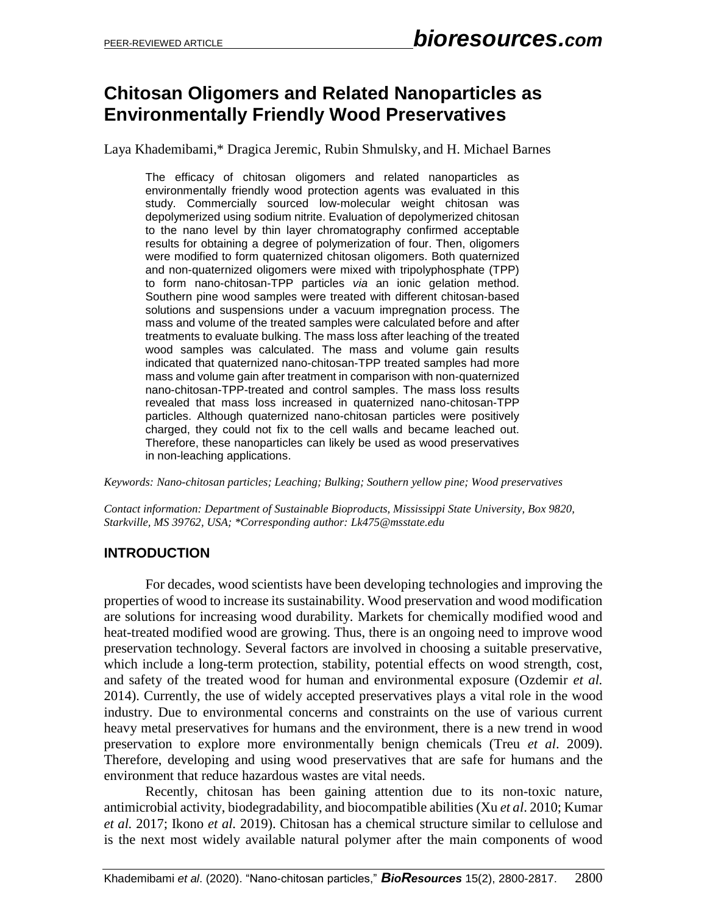# Chitosan Oligomers and Related Nanoparticles as Environmentally Friendly Wood Preservatives

Laya Khademibami,* Dragica Jeremic, Rubin Shmulsky, and H. Michael Barnes

The efficacy of chitosan oligomers and related nanoparticles as environmentally friendly wood protection agents was evaluated in this study. Commercially sourced low-molecular weight chitosan was depolymerized using sodium nitrite. Evaluation of depolymerized chitosan to the nano level by thin layer chromatography confirmed acceptable results for obtaining a degree of polymerization of four. Then, oligomers were modified to form quaternized chitosan oligomers. Both quaternized and non-quaternized oligomers were mixed with tripolyphosphate (TPP) to form nano-chitosan-TPP particles *via* an ionic gelation method. Southern pine wood samples were treated with different chitosan-based solutions and suspensions under a vacuum impregnation process. The mass and volume of the treated samples were calculated before and after treatments to evaluate bulking. The mass loss after leaching of the treated wood samples was calculated. The mass and volume gain results indicated that quaternized nano-chitosan-TPP treated samples had more mass and volume gain after treatment in comparison with non-quaternized nano-chitosan-TPP-treated and control samples. The mass loss results revealed that mass loss increased in quaternized nano-chitosan-TPP particles. Although quaternized nano-chitosan particles were positively charged, they could not fix to the cell walls and became leached out. Therefore, these nanoparticles can likely be used as wood preservatives in non-leaching applications.

*Keywords: Nano-chitosan particles; Leaching; Bulking; Southern yellow pine; Wood preservatives*

*Contact information: Department of Sustainable Bioproducts, Mississippi State University, Box 9820, Starkville, MS 39762, USA; \*Corresponding author: Lk475@msstate.edu*

## INTRODUCTION

For decades, wood scientists have been developing technologies and improving the properties of wood to increase its sustainability. Wood preservation and wood modification are solutions for increasing wood durability. Markets for chemically modified wood and heat-treated modified wood are growing. Thus, there is an ongoing need to improve wood preservation technology. Several factors are involved in choosing a suitable preservative, which include a long-term protection, stability, potential effects on wood strength, cost, and safety of the treated wood for human and environmental exposure (Ozdemir *et al.* 2014). Currently, the use of widely accepted preservatives plays a vital role in the wood industry. Due to environmental concerns and constraints on the use of various current heavy metal preservatives for humans and the environment, there is a new trend in wood preservation to explore more environmentally benign chemicals (Treu *et al*. 2009). Therefore, developing and using wood preservatives that are safe for humans and the environment that reduce hazardous wastes are vital needs.

Recently, chitosan has been gaining attention due to its non-toxic nature, antimicrobial activity, biodegradability, and biocompatible abilities (Xu *et al*. 2010; Kumar *et al.* 2017; Ikono *et al.* 2019). Chitosan has a chemical structure similar to cellulose and is the next most widely available natural polymer after the main components of wood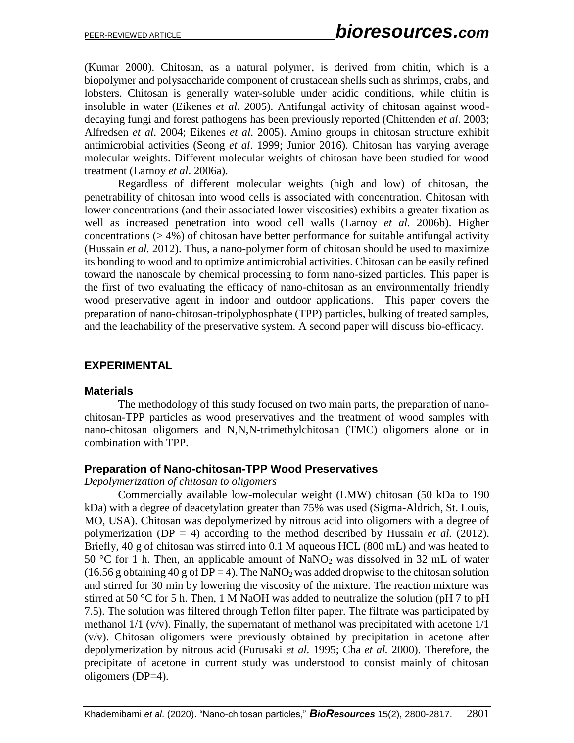(Kumar 2000). Chitosan, as a natural polymer, is derived from chitin, which is a biopolymer and polysaccharide component of crustacean shells such as shrimps, crabs, and lobsters. Chitosan is generally water-soluble under acidic conditions, while chitin is insoluble in water (Eikenes *et al*. 2005). Antifungal activity of chitosan against wood-decaying fungi and forest pathogens has been previously reported (Chittenden *et al*. 2003; Alfredsen *et al*. 2004; Eikenes *et al*. 2005). Amino groups in chitosan structure exhibit antimicrobial activities (Seong *et al*. 1999; Junior 2016). Chitosan has varying average molecular weights. Different molecular weights of chitosan have been studied for wood treatment (Larnoy *et al*. 2006a).

Regardless of different molecular weights (high and low) of chitosan, the penetrability of chitosan into wood cells is associated with concentration. Chitosan with lower concentrations (and their associated lower viscosities) exhibits a greater fixation as well as increased penetration into wood cell walls (Larnoy *et al.* 2006b). Higher concentrations (> 4%) of chitosan have better performance for suitable antifungal activity (Hussain *et al.* 2012). Thus, a nano-polymer form of chitosan should be used to maximize its bonding to wood and to optimize antimicrobial activities. Chitosan can be easily refined toward the nanoscale by chemical processing to form nano-sized particles. This paper is the first of two evaluating the efficacy of nano-chitosan as an environmentally friendly wood preservative agent in indoor and outdoor applications. This paper covers the preparation of nano-chitosan-tripolyphosphate (TPP) particles, bulking of treated samples, and the leachability of the preservative system. A second paper will discuss bio-efficacy.

## EXPERIMENTAL

### Materials

The methodology of this study focused on two main parts, the preparation of nano-chitosan-TPP particles as wood preservatives and the treatment of wood samples with nano-chitosan oligomers and N,N,N-trimethylchitosan (TMC) oligomers alone or in combination with TPP.

### Preparation of Nano-chitosan-TPP Wood Preservatives

*Depolymerization of chitosan to oligomers*

Commercially available low-molecular weight (LMW) chitosan (50 kDa to 190 kDa) with a degree of deacetylation greater than 75% was used (Sigma-Aldrich, St. Louis, MO, USA). Chitosan was depolymerized by nitrous acid into oligomers with a degree of polymerization (DP = 4) according to the method described by Hussain *et al.* (2012). Briefly, 40 g of chitosan was stirred into 0.1 M aqueous HCL (800 mL) and was heated to 50 °C for 1 h. Then, an applicable amount of $NaNO_2$ was dissolved in 32 mL of water (16.56 g obtaining 40 g of DP = 4). The $NaNO_2$ was added dropwise to the chitosan solution and stirred for 30 min by lowering the viscosity of the mixture. The reaction mixture was stirred at 50 °C for 5 h. Then, 1 M NaOH was added to neutralize the solution (pH 7 to pH 7.5). The solution was filtered through Teflon filter paper. The filtrate was participated by methanol 1/1 (v/v). Finally, the supernatant of methanol was precipitated with acetone 1/1 (v/v). Chitosan oligomers were previously obtained by precipitation in acetone after depolymerization by nitrous acid (Furusaki *et al.* 1995; Cha *et al.* 2000). Therefore, the precipitate of acetone in current study was understood to consist mainly of chitosan oligomers (DP=4).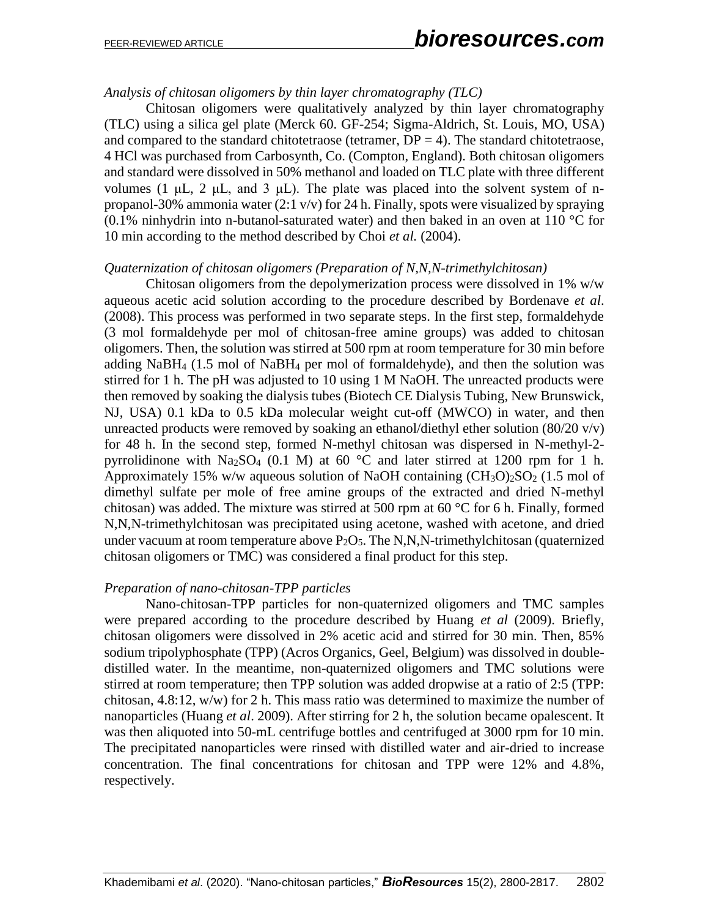*Analysis of chitosan oligomers by thin layer chromatography (TLC)*

Chitosan oligomers were qualitatively analyzed by thin layer chromatography (TLC) using a silica gel plate (Merck 60. GF-254; Sigma-Aldrich, St. Louis, MO, USA) and compared to the standard chitotetraose (tetramer, DP = 4). The standard chitotetraose, 4 HCl was purchased from Carbosynth, Co. (Compton, England). Both chitosan oligomers and standard were dissolved in 50% methanol and loaded on TLC plate with three different volumes (1 μL, 2 μL, and 3 μL). The plate was placed into the solvent system of n-propanol-30% ammonia water (2:1 v/v) for 24 h. Finally, spots were visualized by spraying (0.1% ninhydrin into n-butanol-saturated water) and then baked in an oven at 110 °C for 10 min according to the method described by Choi *et al.* (2004).

*Quaternization of chitosan oligomers (Preparation of N,N,N-trimethylchitosan)*

Chitosan oligomers from the depolymerization process were dissolved in 1% w/w aqueous acetic acid solution according to the procedure described by Bordenave *et al*. (2008). This process was performed in two separate steps. In the first step, formaldehyde (3 mol formaldehyde per mol of chitosan-free amine groups) was added to chitosan oligomers. Then, the solution was stirred at 500 rpm at room temperature for 30 min before adding $NaBH_4$ (1.5 mol of $NaBH_4$ per mol of formaldehyde), and then the solution was stirred for 1 h. The pH was adjusted to 10 using 1 M NaOH. The unreacted products were then removed by soaking the dialysis tubes (Biotech CE Dialysis Tubing, New Brunswick, NJ, USA) 0.1 kDa to 0.5 kDa molecular weight cut-off (MWCO) in water, and then unreacted products were removed by soaking an ethanol/diethyl ether solution (80/20 v/v) for 48 h. In the second step, formed N-methyl chitosan was dispersed in N-methyl-2-pyrrolidinone with $Na_2SO_4$ (0.1 M) at 60 °C and later stirred at 1200 rpm for 1 h. Approximately 15% w/w aqueous solution of NaOH containing $(CH_3O)_2SO_2$ (1.5 mol of dimethyl sulfate per mole of free amine groups of the extracted and dried N-methyl chitosan) was added. The mixture was stirred at 500 rpm at 60 °C for 6 h. Finally, formed N,N,N-trimethylchitosan was precipitated using acetone, washed with acetone, and dried under vacuum at room temperature above $P_2O_5$. The N,N,N-trimethylchitosan (quaternized chitosan oligomers or TMC) was considered a final product for this step.

*Preparation of nano-chitosan-TPP particles*

Nano-chitosan-TPP particles for non-quaternized oligomers and TMC samples were prepared according to the procedure described by Huang *et al* (2009). Briefly, chitosan oligomers were dissolved in 2% acetic acid and stirred for 30 min. Then, 85% sodium tripolyphosphate (TPP) (Acros Organics, Geel, Belgium) was dissolved in double-distilled water. In the meantime, non-quaternized oligomers and TMC solutions were stirred at room temperature; then TPP solution was added dropwise at a ratio of 2:5 (TPP: chitosan, 4.8:12, w/w) for 2 h. This mass ratio was determined to maximize the number of nanoparticles (Huang *et al*. 2009). After stirring for 2 h, the solution became opalescent. It was then aliquoted into 50-mL centrifuge bottles and centrifuged at 3000 rpm for 10 min. The precipitated nanoparticles were rinsed with distilled water and air-dried to increase concentration. The final concentrations for chitosan and TPP were 12% and 4.8%, respectively.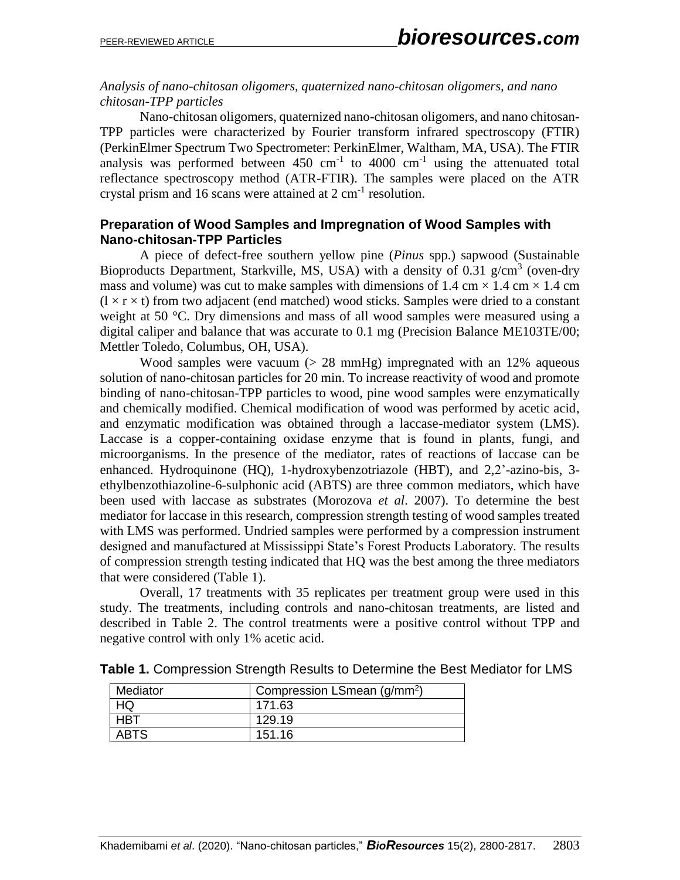*Analysis of nano-chitosan oligomers, quaternized nano-chitosan oligomers, and nano chitosan-TPP particles*

Nano-chitosan oligomers, quaternized nano-chitosan oligomers, and nano chitosan-TPP particles were characterized by Fourier transform infrared spectroscopy (FTIR) (PerkinElmer Spectrum Two Spectrometer: PerkinElmer, Waltham, MA, USA). The FTIR analysis was performed between 450 $cm^{-1}$ to 4000 $cm^{-1}$ using the attenuated total reflectance spectroscopy method (ATR-FTIR). The samples were placed on the ATR crystal prism and 16 scans were attained at 2 $cm^{-1}$ resolution.

## Preparation of Wood Samples and Impregnation of Wood Samples with Nano-chitosan-TPP Particles

A piece of defect-free southern yellow pine (*Pinus* spp.) sapwood (Sustainable Bioproducts Department, Starkville, MS, USA) with a density of 0.31 $g/cm^3$ (oven-dry mass and volume) was cut to make samples with dimensions of 1.4 cm × 1.4 cm × 1.4 cm (l × r × t) from two adjacent (end matched) wood sticks. Samples were dried to a constant weight at 50 °C. Dry dimensions and mass of all wood samples were measured using a digital caliper and balance that was accurate to 0.1 mg (Precision Balance ME103TE/00; Mettler Toledo, Columbus, OH, USA).

Wood samples were vacuum (> 28 mmHg) impregnated with an 12% aqueous solution of nano-chitosan particles for 20 min. To increase reactivity of wood and promote binding of nano-chitosan-TPP particles to wood, pine wood samples were enzymatically and chemically modified. Chemical modification of wood was performed by acetic acid, and enzymatic modification was obtained through a laccase-mediator system (LMS). Laccase is a copper-containing oxidase enzyme that is found in plants, fungi, and microorganisms. In the presence of the mediator, rates of reactions of laccase can be enhanced. Hydroquinone (HQ), 1-hydroxybenzotriazole (HBT), and 2,2'-azino-bis, 3-ethylbenzothiazoline-6-sulphonic acid (ABTS) are three common mediators, which have been used with laccase as substrates (Morozova *et al*. 2007). To determine the best mediator for laccase in this research, compression strength testing of wood samples treated with LMS was performed. Undried samples were performed by a compression instrument designed and manufactured at Mississippi State's Forest Products Laboratory. The results of compression strength testing indicated that HQ was the best among the three mediators that were considered (Table 1).

Overall, 17 treatments with 35 replicates per treatment group were used in this study. The treatments, including controls and nano-chitosan treatments, are listed and described in Table 2. The control treatments were a positive control without TPP and negative control with only 1% acetic acid.

**Table 1.** Compression Strength Results to Determine the Best Mediator for LMS

| Mediator | Compression LSmean ($g/mm^2$) |
|---|---|
| HQ | 171.63 |
| HBT | 129.19 |
| ABTS | 151.16 |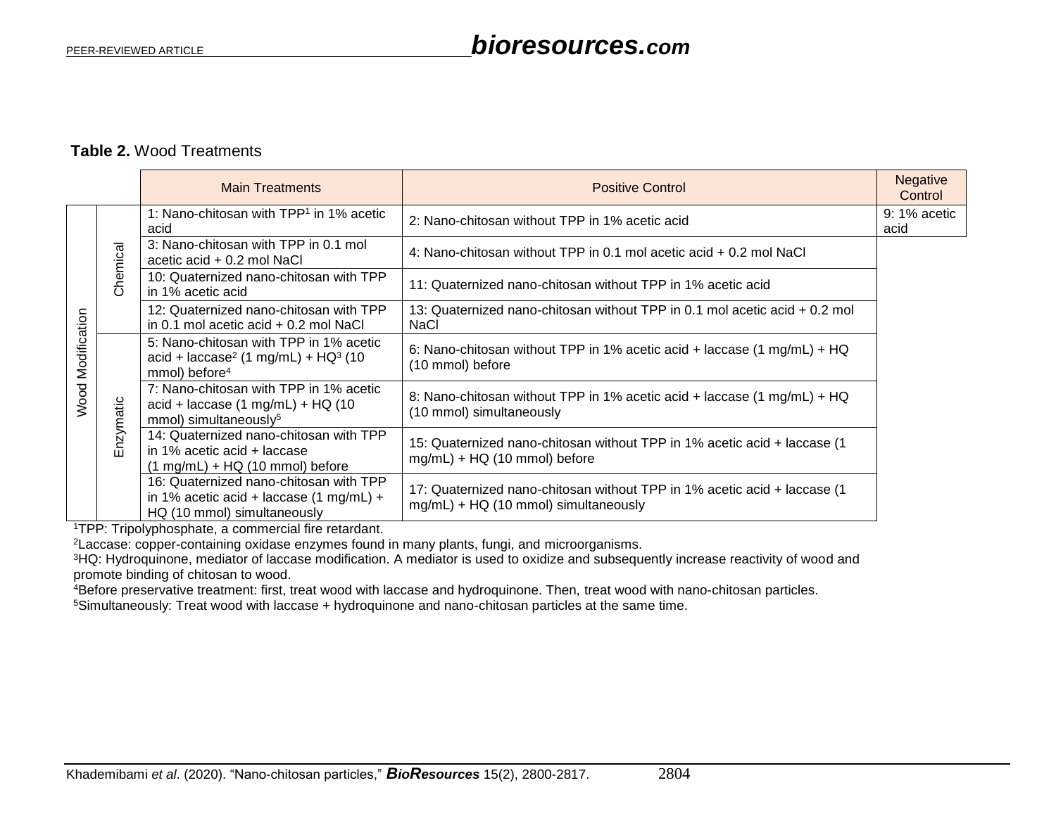**Table 2.** Wood Treatments

| | | Main Treatments | Positive Control | Negative Control |
|---|---|---|---|---|
| Wood Modification | Chemical | 1: Nano-chitosan with TPP[1] in 1% acetic acid | 2: Nano-chitosan without TPP in 1% acetic acid | 9: 1% acetic acid |
| | | 3: Nano-chitosan with TPP in 0.1 mol acetic acid + 0.2 mol NaCl | 4: Nano-chitosan without TPP in 0.1 mol acetic acid + 0.2 mol NaCl | |
| | | 10: Quaternized nano-chitosan with TPP in 1% acetic acid | 11: Quaternized nano-chitosan without TPP in 1% acetic acid | |
| | | 12: Quaternized nano-chitosan with TPP in 0.1 mol acetic acid + 0.2 mol NaCl | 13: Quaternized nano-chitosan without TPP in 0.1 mol acetic acid + 0.2 mol NaCl | |
| | Enzymatic | 5: Nano-chitosan with TPP in 1% acetic acid + laccase[2] (1 mg/mL) + HQ[3] (10 mmol) before[4] | 6: Nano-chitosan without TPP in 1% acetic acid + laccase (1 mg/mL) + HQ (10 mmol) before | |
| | | 7: Nano-chitosan with TPP in 1% acetic acid + laccase (1 mg/mL) + HQ (10 mmol) simultaneously[5] | 8: Nano-chitosan without TPP in 1% acetic acid + laccase (1 mg/mL) + HQ (10 mmol) simultaneously | |
| | | 14: Quaternized nano-chitosan with TPP in 1% acetic acid + laccase (1 mg/mL) + HQ (10 mmol) before | 15: Quaternized nano-chitosan without TPP in 1% acetic acid + laccase (1 mg/mL) + HQ (10 mmol) before | |
| | | 16: Quaternized nano-chitosan with TPP in 1% acetic acid + laccase (1 mg/mL) + HQ (10 mmol) simultaneously | 17: Quaternized nano-chitosan without TPP in 1% acetic acid + laccase (1 mg/mL) + HQ (10 mmol) simultaneously | |

[1]TPP: Tripolyphosphate, a commercial fire retardant.
[2]Laccase: copper-containing oxidase enzymes found in many plants, fungi, and microorganisms.
[3]HQ: Hydroquinone, mediator of laccase modification. A mediator is used to oxidize and subsequently increase reactivity of wood and promote binding of chitosan to wood.
[4]Before preservative treatment: first, treat wood with laccase and hydroquinone. Then, treat wood with nano-chitosan particles.
[5]Simultaneously: Treat wood with laccase + hydroquinone and nano-chitosan particles at the same time.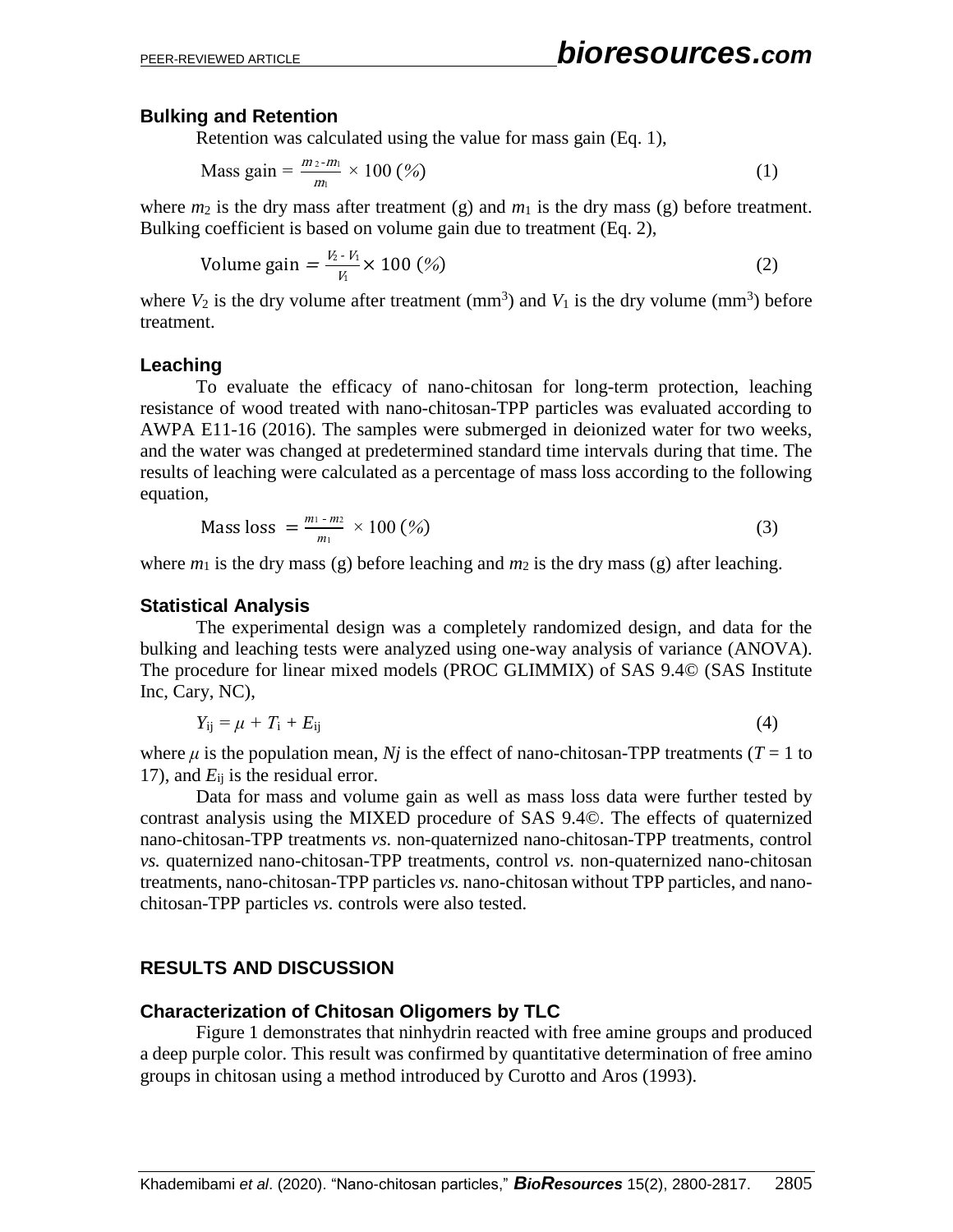### Bulking and Retention

Retention was calculated using the value for mass gain (Eq. 1),

$$\text{Mass gain} = \frac{m_2 - m_1}{m_1} \times 100\ (\%) \tag{1}$$

where $m_2$ is the dry mass after treatment (g) and $m_1$ is the dry mass (g) before treatment. Bulking coefficient is based on volume gain due to treatment (Eq. 2),

$$\text{Volume gain} = \frac{V_2 - V_1}{V_1} \times 100\ (\%) \tag{2}$$

where $V_2$ is the dry volume after treatment ($mm^3$) and $V_1$ is the dry volume ($mm^3$) before treatment.

### Leaching

To evaluate the efficacy of nano-chitosan for long-term protection, leaching resistance of wood treated with nano-chitosan-TPP particles was evaluated according to AWPA E11-16 (2016). The samples were submerged in deionized water for two weeks, and the water was changed at predetermined standard time intervals during that time. The results of leaching were calculated as a percentage of mass loss according to the following equation,

$$\text{Mass loss} = \frac{m_1 - m_2}{m_1} \times 100\ (\%) \tag{3}$$

where $m_1$ is the dry mass (g) before leaching and $m_2$ is the dry mass (g) after leaching.

### Statistical Analysis

The experimental design was a completely randomized design, and data for the bulking and leaching tests were analyzed using one-way analysis of variance (ANOVA). The procedure for linear mixed models (PROC GLIMMIX) of SAS 9.4© (SAS Institute Inc, Cary, NC),

$$Y_{ij} = \mu + T_i + E_{ij} \tag{4}$$

where $\mu$ is the population mean, $Nj$ is the effect of nano-chitosan-TPP treatments ($T$ = 1 to 17), and $E_{ij}$ is the residual error.

Data for mass and volume gain as well as mass loss data were further tested by contrast analysis using the MIXED procedure of SAS 9.4©. The effects of quaternized nano-chitosan-TPP treatments *vs.* non-quaternized nano-chitosan-TPP treatments, control *vs.* quaternized nano-chitosan-TPP treatments, control *vs.* non-quaternized nano-chitosan treatments, nano-chitosan-TPP particles *vs.* nano-chitosan without TPP particles, and nano-chitosan-TPP particles *vs*. controls were also tested.

## RESULTS AND DISCUSSION

### Characterization of Chitosan Oligomers by TLC

Figure 1 demonstrates that ninhydrin reacted with free amine groups and produced a deep purple color. This result was confirmed by quantitative determination of free amino groups in chitosan using a method introduced by Curotto and Aros (1993).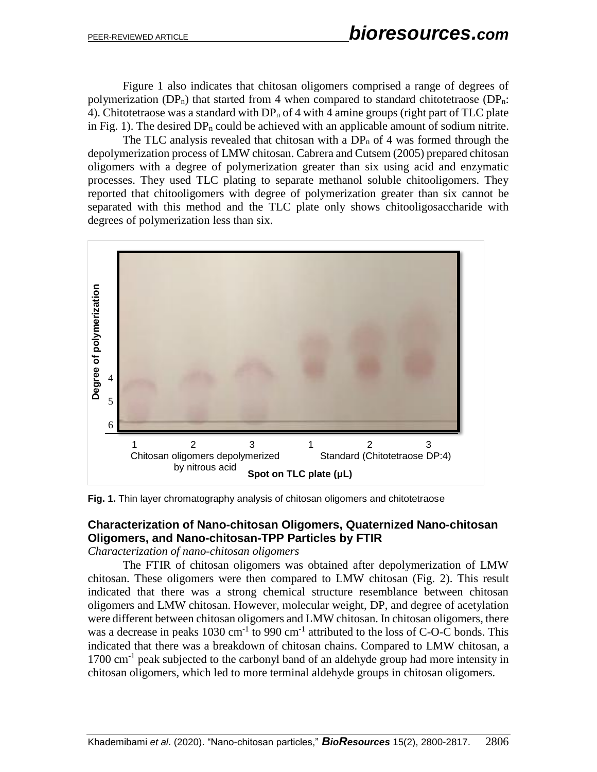Figure 1 also indicates that chitosan oligomers comprised a range of degrees of polymerization ($DP_n$) that started from 4 when compared to standard chitotetraose ($DP_n$: 4). Chitotetraose was a standard with $DP_n$ of 4 with 4 amine groups (right part of TLC plate in Fig. 1). The desired $DP_n$ could be achieved with an applicable amount of sodium nitrite.

The TLC analysis revealed that chitosan with a $DP_n$ of 4 was formed through the depolymerization process of LMW chitosan. Cabrera and Cutsem (2005) prepared chitosan oligomers with a degree of polymerization greater than six using acid and enzymatic processes. They used TLC plating to separate methanol soluble chitooligomers. They reported that chitooligomers with degree of polymerization greater than six cannot be separated with this method and the TLC plate only shows chitooligosaccharide with degrees of polymerization less than six.

**Fig. 1.** Thin layer chromatography analysis of chitosan oligomers and chitotetraose

### Characterization of Nano-chitosan Oligomers, Quaternized Nano-chitosan Oligomers, and Nano-chitosan-TPP Particles by FTIR

*Characterization of nano-chitosan oligomers*

The FTIR of chitosan oligomers was obtained after depolymerization of LMW chitosan. These oligomers were then compared to LMW chitosan (Fig. 2). This result indicated that there was a strong chemical structure resemblance between chitosan oligomers and LMW chitosan. However, molecular weight, DP, and degree of acetylation were different between chitosan oligomers and LMW chitosan. In chitosan oligomers, there was a decrease in peaks 1030 $cm^{-1}$ to 990 $cm^{-1}$ attributed to the loss of C-O-C bonds. This indicated that there was a breakdown of chitosan chains. Compared to LMW chitosan, a 1700 $cm^{-1}$ peak subjected to the carbonyl band of an aldehyde group had more intensity in chitosan oligomers, which led to more terminal aldehyde groups in chitosan oligomers.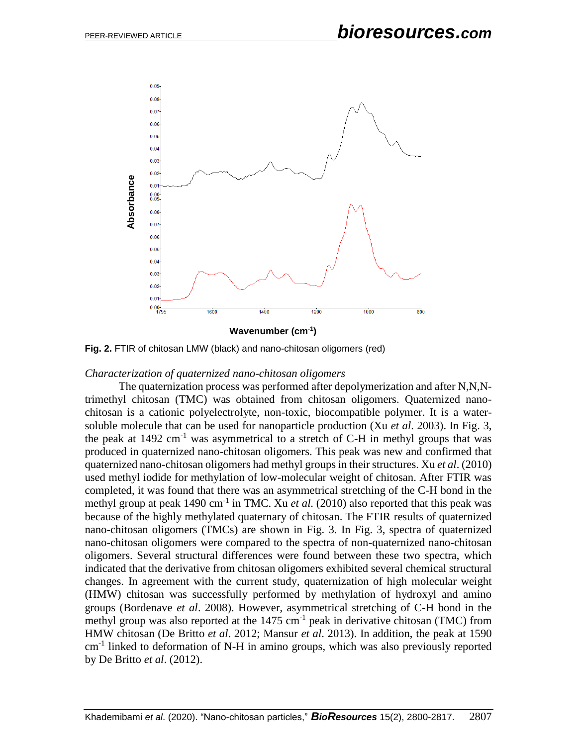**Fig. 2.** FTIR of chitosan LMW (black) and nano-chitosan oligomers (red)

*Characterization of quaternized nano-chitosan oligomers*

The quaternization process was performed after depolymerization and after N,N,N-trimethyl chitosan (TMC) was obtained from chitosan oligomers. Quaternized nano-chitosan is a cationic polyelectrolyte, non-toxic, biocompatible polymer. It is a water-soluble molecule that can be used for nanoparticle production (Xu *et al*. 2003). In Fig. 3, the peak at 1492 $cm^{-1}$ was asymmetrical to a stretch of C-H in methyl groups that was produced in quaternized nano-chitosan oligomers. This peak was new and confirmed that quaternized nano-chitosan oligomers had methyl groups in their structures. Xu *et al*. (2010) used methyl iodide for methylation of low-molecular weight of chitosan. After FTIR was completed, it was found that there was an asymmetrical stretching of the C-H bond in the methyl group at peak 1490 $cm^{-1}$ in TMC. Xu *et al.* (2010) also reported that this peak was because of the highly methylated quaternary of chitosan. The FTIR results of quaternized nano-chitosan oligomers (TMCs) are shown in Fig. 3. In Fig. 3, spectra of quaternized nano-chitosan oligomers were compared to the spectra of non-quaternized nano-chitosan oligomers. Several structural differences were found between these two spectra, which indicated that the derivative from chitosan oligomers exhibited several chemical structural changes. In agreement with the current study, quaternization of high molecular weight (HMW) chitosan was successfully performed by methylation of hydroxyl and amino groups (Bordenave *et al*. 2008). However, asymmetrical stretching of C-H bond in the methyl group was also reported at the 1475 $cm^{-1}$ peak in derivative chitosan (TMC) from HMW chitosan (De Britto *et al*. 2012; Mansur *et al*. 2013). In addition, the peak at 1590 $cm^{-1}$ linked to deformation of N-H in amino groups, which was also previously reported by De Britto *et al*. (2012).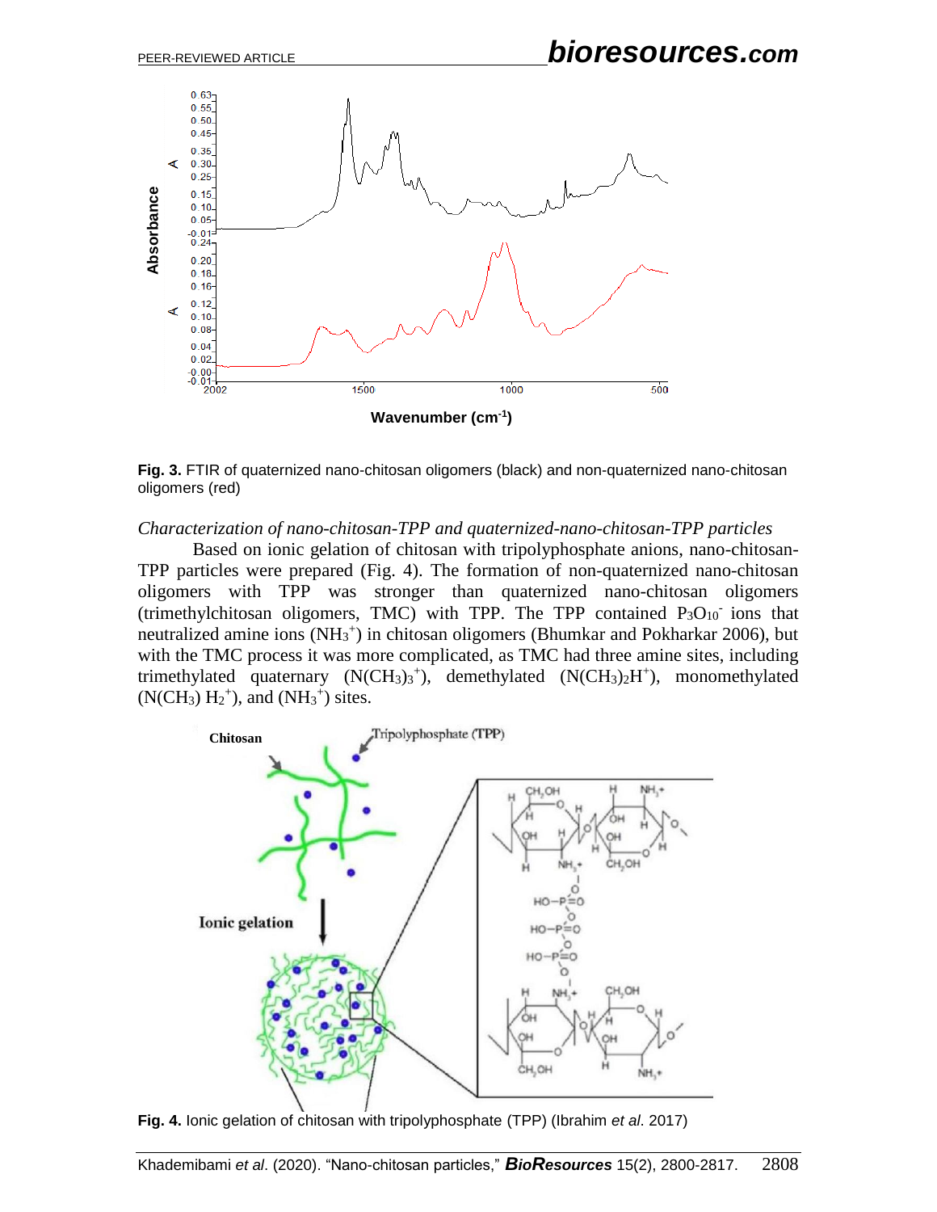**Fig. 3.** FTIR of quaternized nano-chitosan oligomers (black) and non-quaternized nano-chitosan oligomers (red)

*Characterization of nano-chitosan-TPP and quaternized-nano-chitosan-TPP particles*

Based on ionic gelation of chitosan with tripolyphosphate anions, nano-chitosan-TPP particles were prepared (Fig. 4). The formation of non-quaternized nano-chitosan oligomers with TPP was stronger than quaternized nano-chitosan oligomers (trimethylchitosan oligomers, TMC) with TPP. The TPP contained $P_3O_{10}^-$ ions that neutralized amine ions ($NH_3^+$) in chitosan oligomers (Bhumkar and Pokharkar 2006), but with the TMC process it was more complicated, as TMC had three amine sites, including trimethylated quaternary ($N(CH_3)_3^+$), demethylated ($N(CH_3)_2H^+$), monomethylated ($N(CH_3)H_2^+$), and ($NH_3^+$) sites.

**Fig. 4.** Ionic gelation of chitosan with tripolyphosphate (TPP) (Ibrahim *et al.* 2017)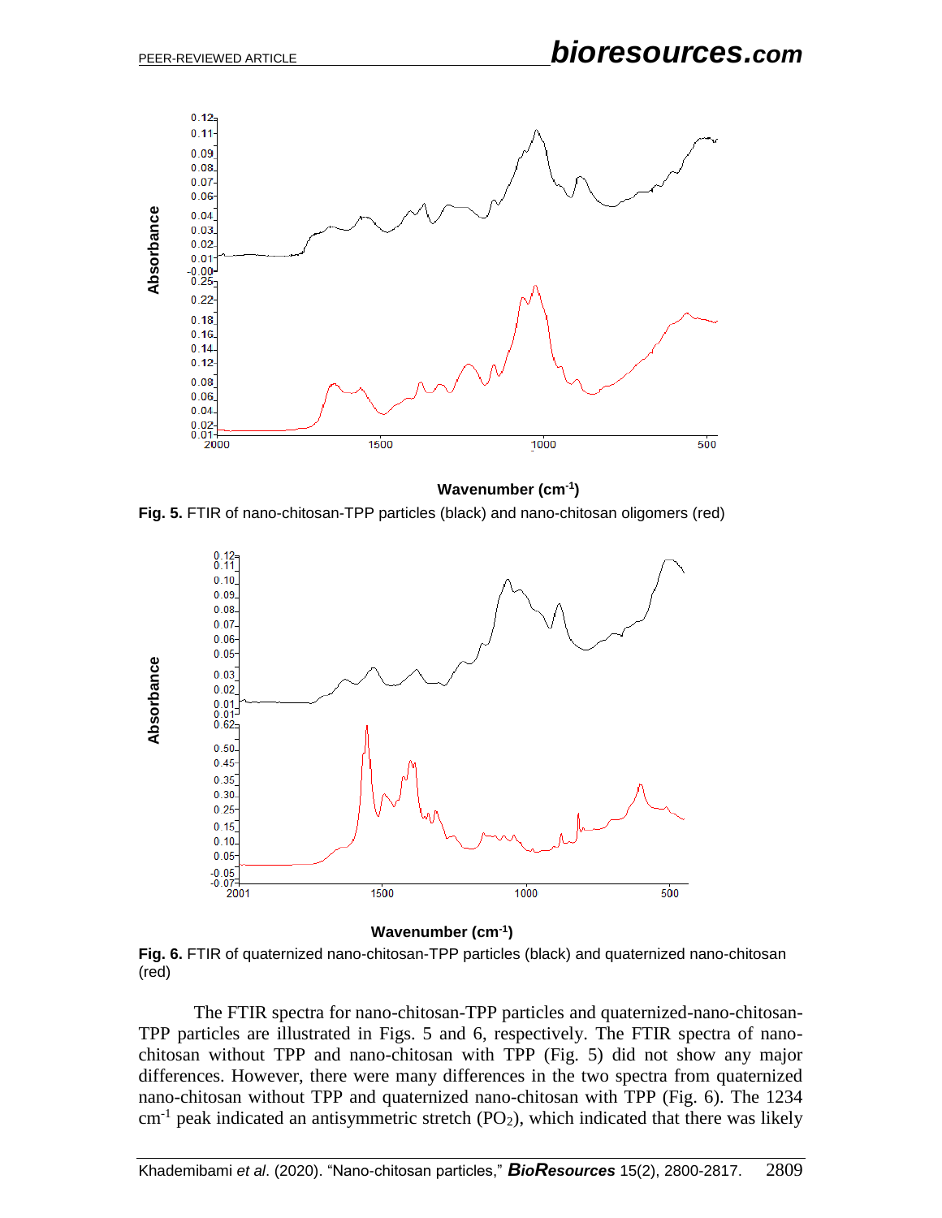**Fig. 5.** FTIR of nano-chitosan-TPP particles (black) and nano-chitosan oligomers (red)

**Fig. 6.** FTIR of quaternized nano-chitosan-TPP particles (black) and quaternized nano-chitosan (red)

The FTIR spectra for nano-chitosan-TPP particles and quaternized-nano-chitosan-TPP particles are illustrated in Figs. 5 and 6, respectively. The FTIR spectra of nano-chitosan without TPP and nano-chitosan with TPP (Fig. 5) did not show any major differences. However, there were many differences in the two spectra from quaternized nano-chitosan without TPP and quaternized nano-chitosan with TPP (Fig. 6). The 1234 $cm^{-1}$ peak indicated an antisymmetric stretch ($PO_2$), which indicated that there was likely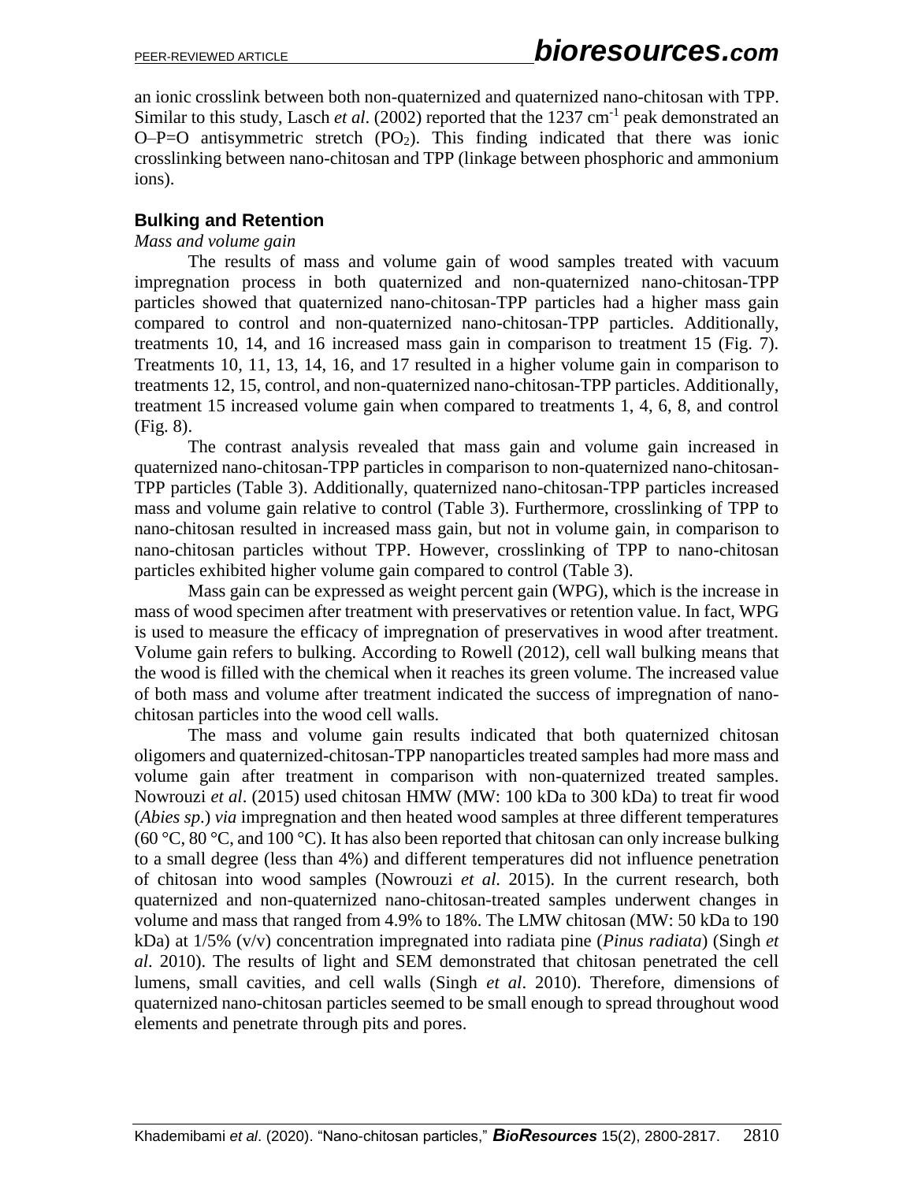an ionic crosslink between both non-quaternized and quaternized nano-chitosan with TPP. Similar to this study, Lasch *et al*. (2002) reported that the 1237 $cm^{-1}$ peak demonstrated an O–P=O antisymmetric stretch ($PO_2$). This finding indicated that there was ionic crosslinking between nano-chitosan and TPP (linkage between phosphoric and ammonium ions).

## Bulking and Retention

*Mass and volume gain*

The results of mass and volume gain of wood samples treated with vacuum impregnation process in both quaternized and non-quaternized nano-chitosan-TPP particles showed that quaternized nano-chitosan-TPP particles had a higher mass gain compared to control and non-quaternized nano-chitosan-TPP particles. Additionally, treatments 10, 14, and 16 increased mass gain in comparison to treatment 15 (Fig. 7). Treatments 10, 11, 13, 14, 16, and 17 resulted in a higher volume gain in comparison to treatments 12, 15, control, and non-quaternized nano-chitosan-TPP particles. Additionally, treatment 15 increased volume gain when compared to treatments 1, 4, 6, 8, and control (Fig. 8).

The contrast analysis revealed that mass gain and volume gain increased in quaternized nano-chitosan-TPP particles in comparison to non-quaternized nano-chitosan-TPP particles (Table 3). Additionally, quaternized nano-chitosan-TPP particles increased mass and volume gain relative to control (Table 3). Furthermore, crosslinking of TPP to nano-chitosan resulted in increased mass gain, but not in volume gain, in comparison to nano-chitosan particles without TPP. However, crosslinking of TPP to nano-chitosan particles exhibited higher volume gain compared to control (Table 3).

Mass gain can be expressed as weight percent gain (WPG), which is the increase in mass of wood specimen after treatment with preservatives or retention value. In fact, WPG is used to measure the efficacy of impregnation of preservatives in wood after treatment. Volume gain refers to bulking. According to Rowell (2012), cell wall bulking means that the wood is filled with the chemical when it reaches its green volume. The increased value of both mass and volume after treatment indicated the success of impregnation of nano-chitosan particles into the wood cell walls.

The mass and volume gain results indicated that both quaternized chitosan oligomers and quaternized-chitosan-TPP nanoparticles treated samples had more mass and volume gain after treatment in comparison with non-quaternized treated samples. Nowrouzi *et al*. (2015) used chitosan HMW (MW: 100 kDa to 300 kDa) to treat fir wood (*Abies sp*.) *via* impregnation and then heated wood samples at three different temperatures (60 °C, 80 °C, and 100 °C). It has also been reported that chitosan can only increase bulking to a small degree (less than 4%) and different temperatures did not influence penetration of chitosan into wood samples (Nowrouzi *et al.* 2015). In the current research, both quaternized and non-quaternized nano-chitosan-treated samples underwent changes in volume and mass that ranged from 4.9% to 18%. The LMW chitosan (MW: 50 kDa to 190 kDa) at 1/5% (v/v) concentration impregnated into radiata pine (*Pinus radiata*) (Singh *et al*. 2010). The results of light and SEM demonstrated that chitosan penetrated the cell lumens, small cavities, and cell walls (Singh *et al*. 2010). Therefore, dimensions of quaternized nano-chitosan particles seemed to be small enough to spread throughout wood elements and penetrate through pits and pores.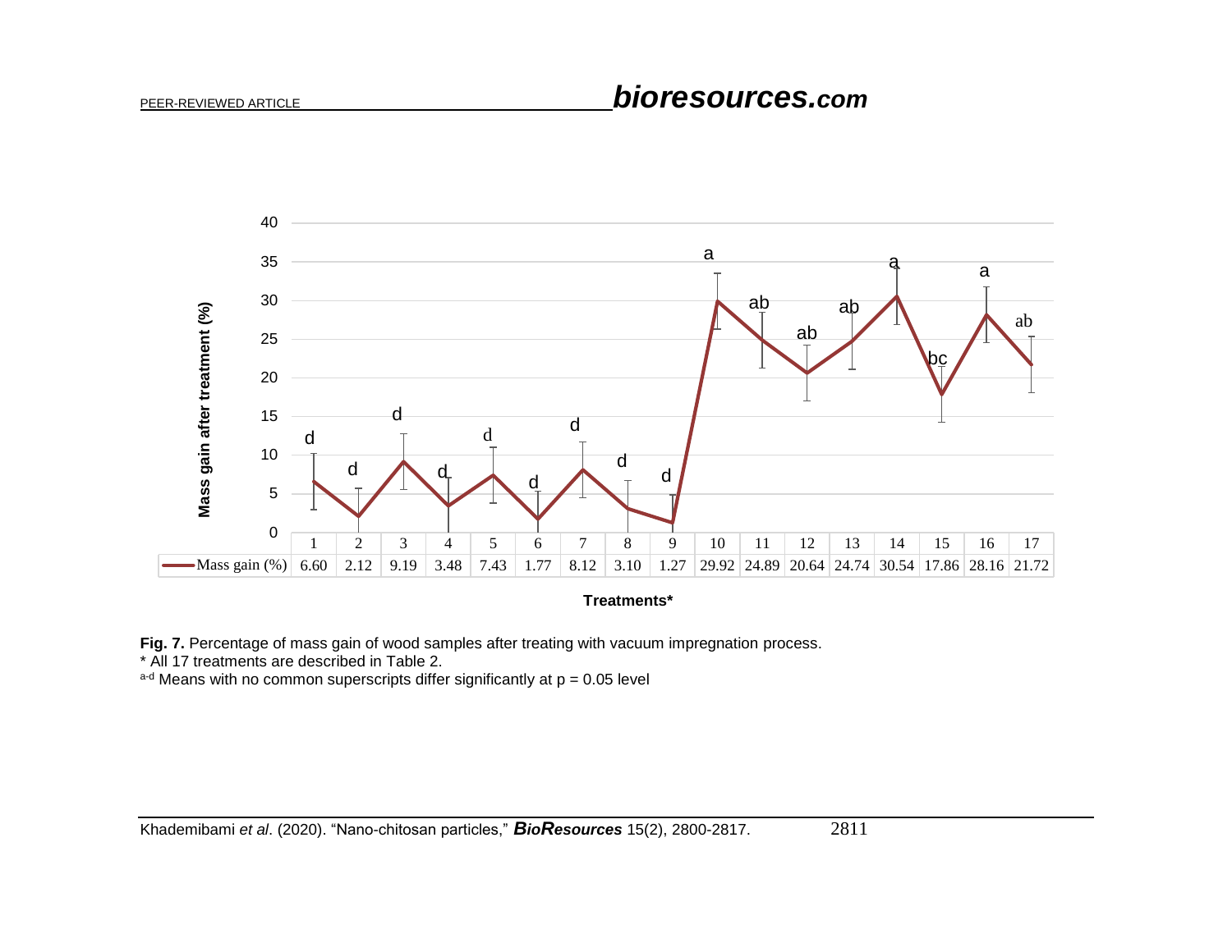| | 1 | 2 | 3 | 4 | 5 | 6 | 7 | 8 | 9 | 10 | 11 | 12 | 13 | 14 | 15 | 16 | 17 |
|---|---|---|---|---|---|---|---|---|---|---|---|---|---|---|---|---|---|
| Mass gain (%) | 6.60 | 2.12 | 9.19 | 3.48 | 7.43 | 1.77 | 8.12 | 3.10 | 1.27 | 29.92 | 24.89 | 20.64 | 24.74 | 30.54 | 17.86 | 28.16 | 21.72 |
| | d | d | d | d | d | d | d | d | d | a | ab | ab | ab | a | bc | a | ab |

**Fig. 7.** Percentage of mass gain of wood samples after treating with vacuum impregnation process.
\* All 17 treatments are described in Table 2.
[a-d] Means with no common superscripts differ significantly at $p = 0.05$ level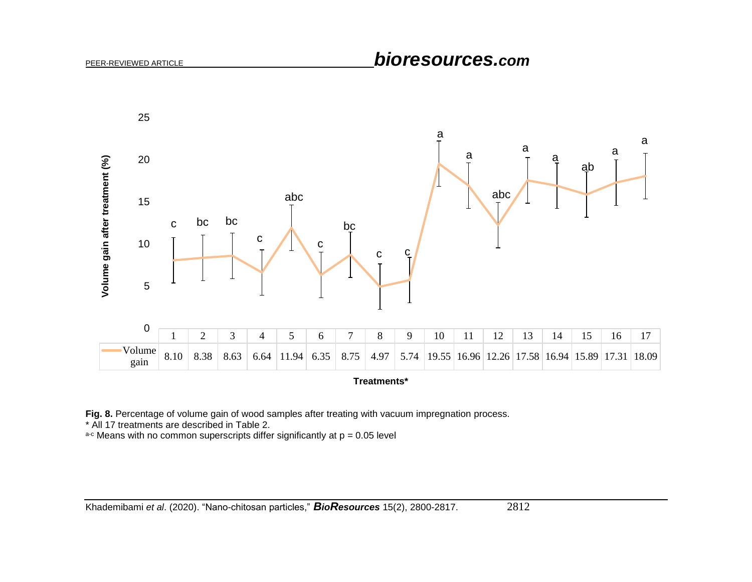| Treatments* | 1 | 2 | 3 | 4 | 5 | 6 | 7 | 8 | 9 | 10 | 11 | 12 | 13 | 14 | 15 | 16 | 17 |
|---|---|---|---|---|---|---|---|---|---|---|---|---|---|---|---|---|---|
| Volume gain | 8.10 | 8.38 | 8.63 | 6.64 | 11.94 | 6.35 | 8.75 | 4.97 | 5.74 | 19.55 | 16.96 | 12.26 | 17.58 | 16.94 | 15.89 | 17.31 | 18.09 |
| Significance | c | bc | bc | c | abc | c | bc | c | c | a | a | abc | a | a | ab | a | a |

**Fig. 8.** Percentage of volume gain of wood samples after treating with vacuum impregnation process.
\* All 17 treatments are described in Table 2.
[a-c] Means with no common superscripts differ significantly at $p = 0.05$ level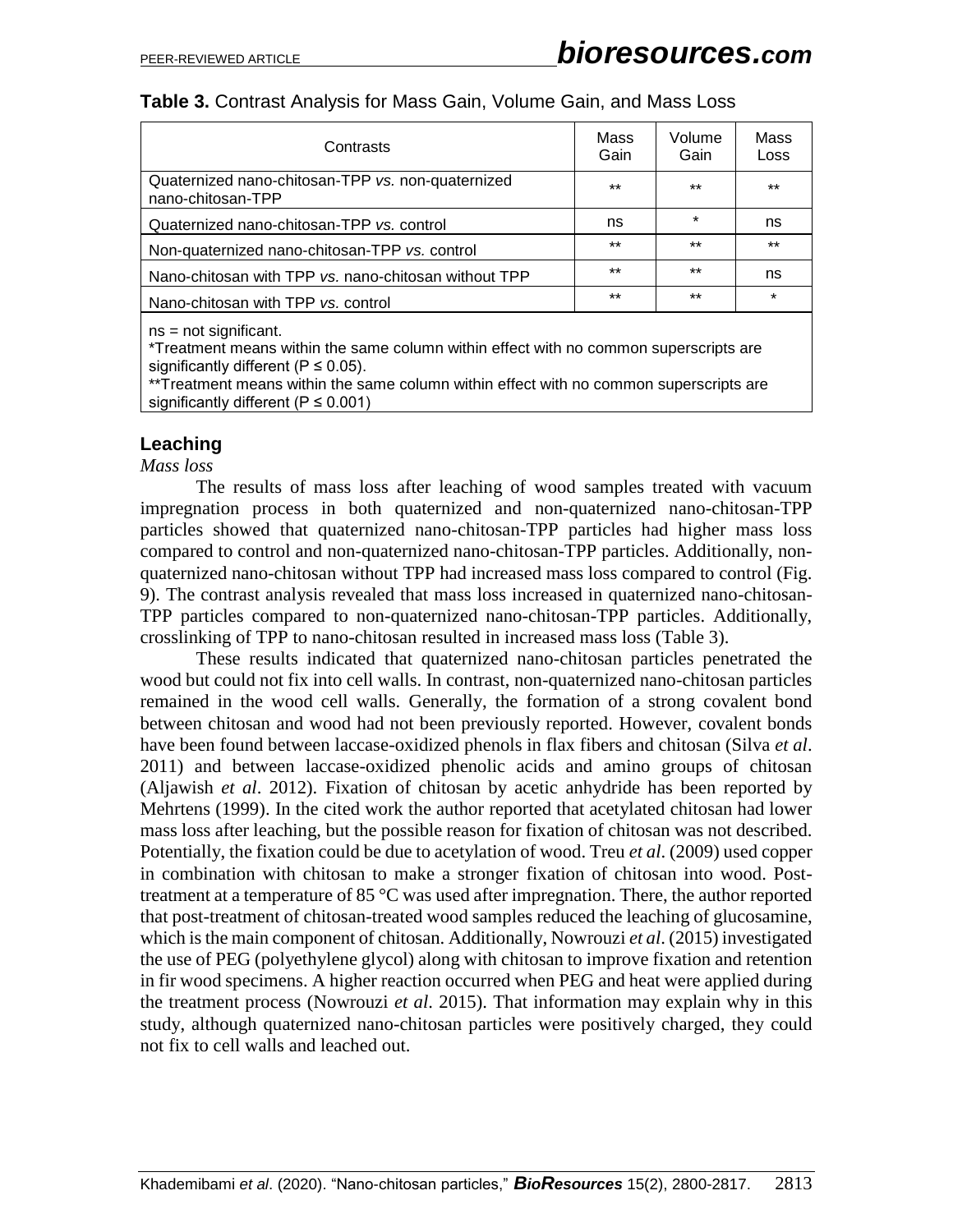**Table 3.** Contrast Analysis for Mass Gain, Volume Gain, and Mass Loss

| Contrasts | Mass Gain | Volume Gain | Mass Loss |
|---|---|---|---|
| Quaternized nano-chitosan-TPP *vs.* non-quaternized nano-chitosan-TPP | ** | ** | ** |
| Quaternized nano-chitosan-TPP *vs.* control | ns | * | ns |
| Non-quaternized nano-chitosan-TPP *vs.* control | ** | ** | ** |
| Nano-chitosan with TPP *vs.* nano-chitosan without TPP | ** | ** | ns |
| Nano-chitosan with TPP *vs.* control | ** | ** | * |

ns = not significant.
*Treatment means within the same column within effect with no common superscripts are significantly different ($P \leq 0.05$).
**Treatment means within the same column within effect with no common superscripts are significantly different ($P \leq 0.001$)

## Leaching

*Mass loss*

The results of mass loss after leaching of wood samples treated with vacuum impregnation process in both quaternized and non-quaternized nano-chitosan-TPP particles showed that quaternized nano-chitosan-TPP particles had higher mass loss compared to control and non-quaternized nano-chitosan-TPP particles. Additionally, non-quaternized nano-chitosan without TPP had increased mass loss compared to control (Fig. 9). The contrast analysis revealed that mass loss increased in quaternized nano-chitosan-TPP particles compared to non-quaternized nano-chitosan-TPP particles. Additionally, crosslinking of TPP to nano-chitosan resulted in increased mass loss (Table 3).

These results indicated that quaternized nano-chitosan particles penetrated the wood but could not fix into cell walls. In contrast, non-quaternized nano-chitosan particles remained in the wood cell walls. Generally, the formation of a strong covalent bond between chitosan and wood had not been previously reported. However, covalent bonds have been found between laccase-oxidized phenols in flax fibers and chitosan (Silva *et al*. 2011) and between laccase-oxidized phenolic acids and amino groups of chitosan (Aljawish *et al*. 2012). Fixation of chitosan by acetic anhydride has been reported by Mehrtens (1999). In the cited work the author reported that acetylated chitosan had lower mass loss after leaching, but the possible reason for fixation of chitosan was not described. Potentially, the fixation could be due to acetylation of wood. Treu *et al*. (2009) used copper in combination with chitosan to make a stronger fixation of chitosan into wood. Post-treatment at a temperature of 85 °C was used after impregnation. There, the author reported that post-treatment of chitosan-treated wood samples reduced the leaching of glucosamine, which is the main component of chitosan. Additionally, Nowrouzi *et al*. (2015) investigated the use of PEG (polyethylene glycol) along with chitosan to improve fixation and retention in fir wood specimens. A higher reaction occurred when PEG and heat were applied during the treatment process (Nowrouzi *et al*. 2015). That information may explain why in this study, although quaternized nano-chitosan particles were positively charged, they could not fix to cell walls and leached out.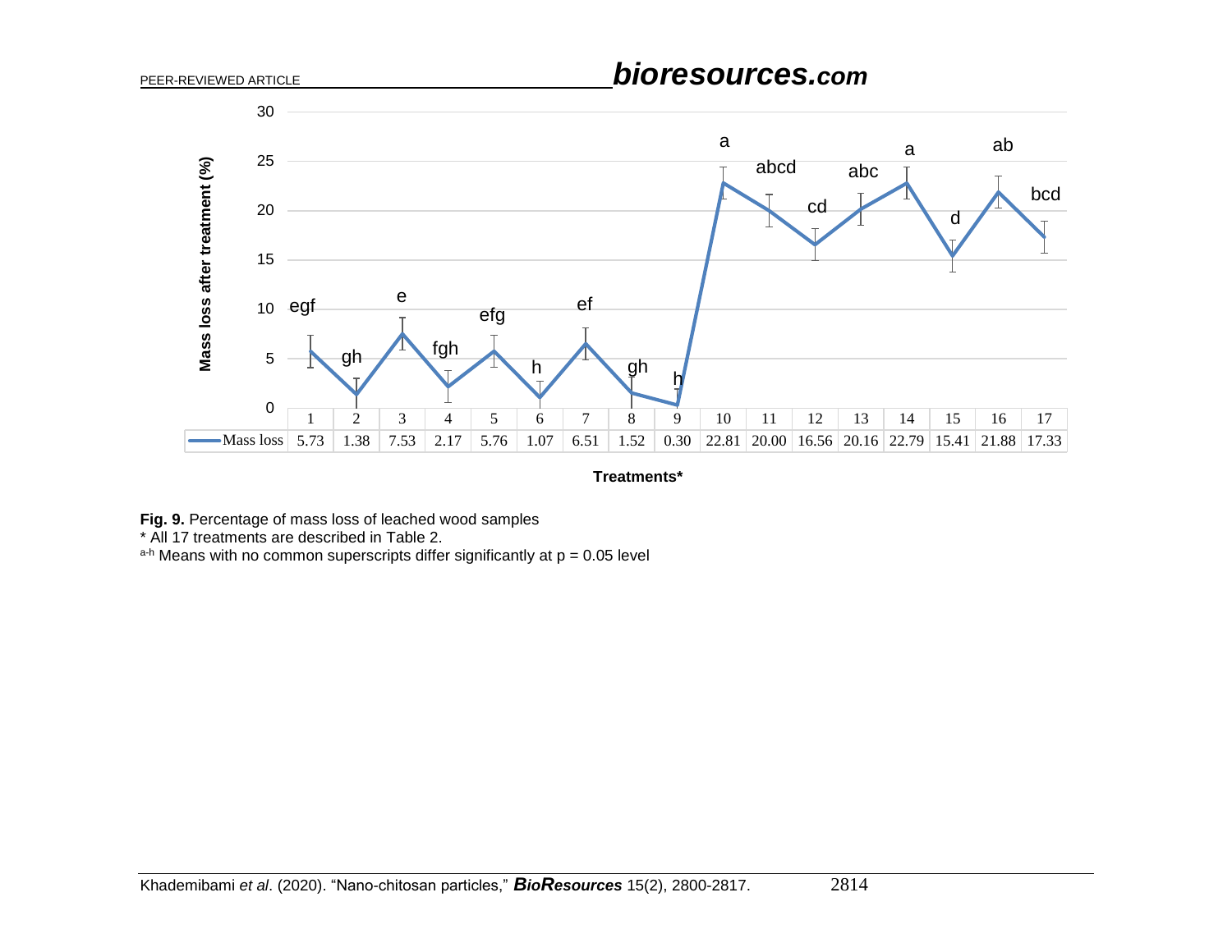| Treatments* | 1 | 2 | 3 | 4 | 5 | 6 | 7 | 8 | 9 | 10 | 11 | 12 | 13 | 14 | 15 | 16 | 17 |
|---|---|---|---|---|---|---|---|---|---|---|---|---|---|---|---|---|---|
| Mass loss | 5.73 | 1.38 | 7.53 | 2.17 | 5.76 | 1.07 | 6.51 | 1.52 | 0.30 | 22.81 | 20.00 | 16.56 | 20.16 | 22.79 | 15.41 | 21.88 | 17.33 |
| Group | egf | gh | e | fgh | efg | h | ef | gh | h | a | abcd | cd | abc | a | d | ab | bcd |

**Fig. 9.** Percentage of mass loss of leached wood samples
* All 17 treatments are described in Table 2.
[a-h] Means with no common superscripts differ significantly at $p = 0.05$ level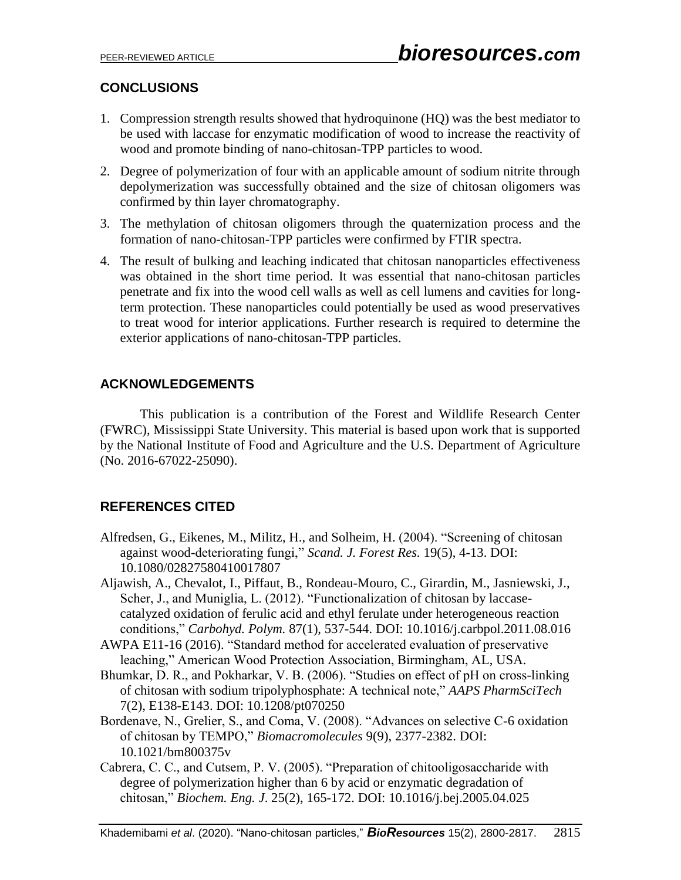## CONCLUSIONS

1. Compression strength results showed that hydroquinone (HQ) was the best mediator to be used with laccase for enzymatic modification of wood to increase the reactivity of wood and promote binding of nano-chitosan-TPP particles to wood.
2. Degree of polymerization of four with an applicable amount of sodium nitrite through depolymerization was successfully obtained and the size of chitosan oligomers was confirmed by thin layer chromatography.
3. The methylation of chitosan oligomers through the quaternization process and the formation of nano-chitosan-TPP particles were confirmed by FTIR spectra.
4. The result of bulking and leaching indicated that chitosan nanoparticles effectiveness was obtained in the short time period. It was essential that nano-chitosan particles penetrate and fix into the wood cell walls as well as cell lumens and cavities for long-term protection. These nanoparticles could potentially be used as wood preservatives to treat wood for interior applications. Further research is required to determine the exterior applications of nano-chitosan-TPP particles.

## ACKNOWLEDGEMENTS

This publication is a contribution of the Forest and Wildlife Research Center (FWRC), Mississippi State University. This material is based upon work that is supported by the National Institute of Food and Agriculture and the U.S. Department of Agriculture (No. 2016-67022-25090).

## REFERENCES CITED

Alfredsen, G., Eikenes, M., Militz, H., and Solheim, H. (2004). "Screening of chitosan against wood-deteriorating fungi," *Scand. J. Forest Res.* 19(5), 4-13. DOI: 10.1080/02827580410017807

Aljawish, A., Chevalot, I., Piffaut, B., Rondeau-Mouro, C., Girardin, M., Jasniewski, J., Scher, J., and Muniglia, L. (2012). "Functionalization of chitosan by laccase-catalyzed oxidation of ferulic acid and ethyl ferulate under heterogeneous reaction conditions," *Carbohyd. Polym.* 87(1), 537-544. DOI: 10.1016/j.carbpol.2011.08.016

AWPA E11-16 (2016). "Standard method for accelerated evaluation of preservative leaching," American Wood Protection Association, Birmingham, AL, USA.

Bhumkar, D. R., and Pokharkar, V. B. (2006). "Studies on effect of pH on cross-linking of chitosan with sodium tripolyphosphate: A technical note," *AAPS PharmSciTech* 7(2), E138-E143. DOI: 10.1208/pt070250

Bordenave, N., Grelier, S., and Coma, V. (2008). "Advances on selective C-6 oxidation of chitosan by TEMPO," *Biomacromolecules* 9(9), 2377-2382. DOI: 10.1021/bm800375v

Cabrera, C. C., and Cutsem, P. V. (2005). "Preparation of chitooligosaccharide with degree of polymerization higher than 6 by acid or enzymatic degradation of chitosan," *Biochem. Eng. J.* 25(2), 165-172. DOI: 10.1016/j.bej.2005.04.025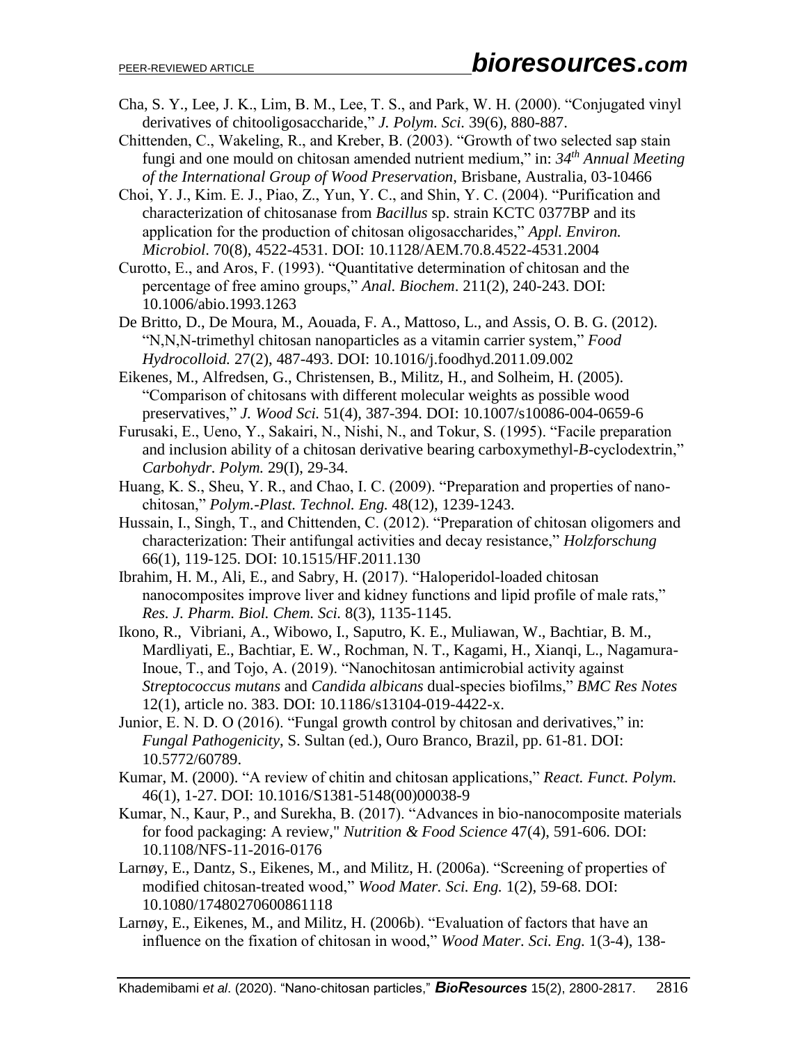Cha, S. Y., Lee, J. K., Lim, B. M., Lee, T. S., and Park, W. H. (2000). "Conjugated vinyl derivatives of chitooligosaccharide," *J. Polym. Sci.* 39(6), 880-887.

Chittenden, C., Wakeling, R., and Kreber, B. (2003). "Growth of two selected sap stain fungi and one mould on chitosan amended nutrient medium," in: *34th Annual Meeting of the International Group of Wood Preservation*, Brisbane, Australia, 03-10466

Choi, Y. J., Kim. E. J., Piao, Z., Yun, Y. C., and Shin, Y. C. (2004). "Purification and characterization of chitosanase from *Bacillus* sp. strain KCTC 0377BP and its application for the production of chitosan oligosaccharides," *Appl. Environ. Microbiol.* 70(8), 4522-4531. DOI: 10.1128/AEM.70.8.4522-4531.2004

Curotto, E., and Aros, F. (1993). "Quantitative determination of chitosan and the percentage of free amino groups," *Anal. Biochem*. 211(2), 240-243. DOI: 10.1006/abio.1993.1263

De Britto, D., De Moura, M., Aouada, F. A., Mattoso, L., and Assis, O. B. G. (2012). "N,N,N-trimethyl chitosan nanoparticles as a vitamin carrier system," *Food Hydrocolloid.* 27(2), 487-493. DOI: 10.1016/j.foodhyd.2011.09.002

Eikenes, M., Alfredsen, G., Christensen, B., Militz, H., and Solheim, H. (2005). "Comparison of chitosans with different molecular weights as possible wood preservatives," *J. Wood Sci.* 51(4), 387-394. DOI: 10.1007/s10086-004-0659-6

Furusaki, E., Ueno, Y., Sakairi, N., Nishi, N., and Tokur, S. (1995). "Facile preparation and inclusion ability of a chitosan derivative bearing carboxymethyl-*B*-cyclodextrin," *Carbohydr. Polym.* 29(I), 29-34.

Huang, K. S., Sheu, Y. R., and Chao, I. C. (2009). "Preparation and properties of nano-chitosan," *Polym.-Plast. Technol. Eng.* 48(12), 1239-1243.

Hussain, I., Singh, T., and Chittenden, C. (2012). "Preparation of chitosan oligomers and characterization: Their antifungal activities and decay resistance," *Holzforschung* 66(1), 119-125. DOI: 10.1515/HF.2011.130

Ibrahim, H. M., Ali, E., and Sabry, H. (2017). "Haloperidol-loaded chitosan nanocomposites improve liver and kidney functions and lipid profile of male rats," *Res. J. Pharm. Biol. Chem. Sci.* 8(3), 1135-1145.

Ikono, R., Vibriani, A., Wibowo, I., Saputro, K. E., Muliawan, W., Bachtiar, B. M., Mardliyati, E., Bachtiar, E. W., Rochman, N. T., Kagami, H., Xianqi, L., Nagamura-Inoue, T., and Tojo, A. (2019). "Nanochitosan antimicrobial activity against *Streptococcus mutans* and *Candida albicans* dual-species biofilms," *BMC Res Notes* 12(1), article no. 383. DOI: 10.1186/s13104-019-4422-x.

Junior, E. N. D. O (2016). "Fungal growth control by chitosan and derivatives," in: *Fungal Pathogenicity*, S. Sultan (ed.), Ouro Branco, Brazil, pp. 61-81. DOI: 10.5772/60789.

Kumar, M. (2000). "A review of chitin and chitosan applications," *React. Funct. Polym.* 46(1), 1-27. DOI: 10.1016/S1381-5148(00)00038-9

Kumar, N., Kaur, P., and Surekha, B. (2017). "Advances in bio-nanocomposite materials for food packaging: A review," *Nutrition & Food Science* 47(4), 591-606. DOI: 10.1108/NFS-11-2016-0176

Larnøy, E., Dantz, S., Eikenes, M., and Militz, H. (2006a). "Screening of properties of modified chitosan-treated wood," *Wood Mater. Sci. Eng.* 1(2), 59-68. DOI: 10.1080/17480270600861118

Larnøy, E., Eikenes, M., and Militz, H. (2006b). "Evaluation of factors that have an influence on the fixation of chitosan in wood," *Wood Mater. Sci. Eng.* 1(3-4), 138-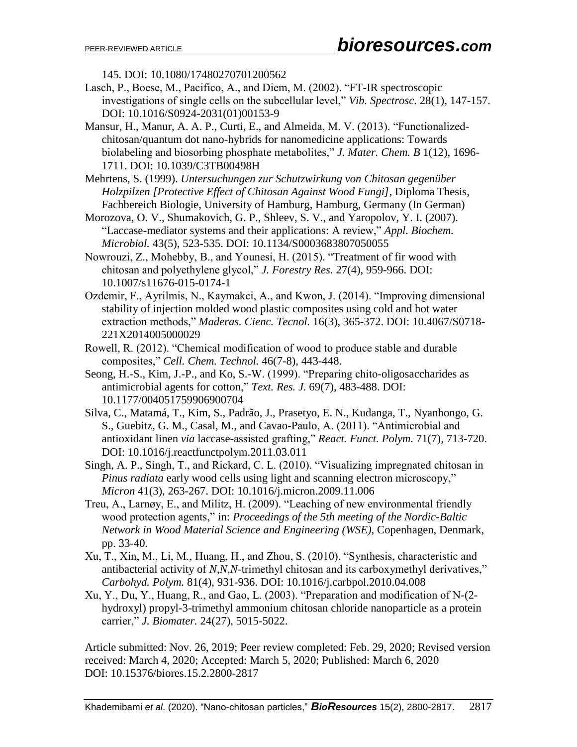145. DOI: 10.1080/17480270701200562

Lasch, P., Boese, M., Pacifico, A., and Diem, M. (2002). "FT-IR spectroscopic investigations of single cells on the subcellular level," *Vib. Spectrosc*. 28(1), 147-157. DOI: 10.1016/S0924-2031(01)00153-9

Mansur, H., Manur, A. A. P., Curti, E., and Almeida, M. V. (2013). "Functionalized-chitosan/quantum dot nano-hybrids for nanomedicine applications: Towards biolabeling and biosorbing phosphate metabolites," *J. Mater. Chem. B* 1(12), 1696-1711. DOI: 10.1039/C3TB00498H

Mehrtens, S. (1999). *Untersuchungen zur Schutzwirkung von Chitosan gegenüber Holzpilzen [Protective Effect of Chitosan Against Wood Fungi]*, Diploma Thesis, Fachbereich Biologie, University of Hamburg, Hamburg, Germany (In German)

Morozova, O. V., Shumakovich, G. P., Shleev, S. V., and Yaropolov, Y. I. (2007). "Laccase-mediator systems and their applications: A review," *Appl. Biochem. Microbiol.* 43(5), 523-535. DOI: 10.1134/S0003683807050055

Nowrouzi, Z., Mohebby, B., and Younesi, H. (2015). "Treatment of fir wood with chitosan and polyethylene glycol," *J. Forestry Res.* 27(4), 959-966. DOI: 10.1007/s11676-015-0174-1

Ozdemir, F., Ayrilmis, N., Kaymakci, A., and Kwon, J. (2014). "Improving dimensional stability of injection molded wood plastic composites using cold and hot water extraction methods," *Maderas. Cienc. Tecnol.* 16(3), 365-372. DOI: 10.4067/S0718-221X2014005000029

Rowell, R. (2012). "Chemical modification of wood to produce stable and durable composites," *Cell. Chem. Technol.* 46(7-8), 443-448.

Seong, H.-S., Kim, J.-P., and Ko, S.-W. (1999). "Preparing chito-oligosaccharides as antimicrobial agents for cotton," *Text. Res. J.* 69(7), 483-488. DOI: 10.1177/004051759906900704

Silva, C., Matamá, T., Kim, S., Padrão, J., Prasetyo, E. N., Kudanga, T., Nyanhongo, G. S., Guebitz, G. M., Casal, M., and Cavao-Paulo, A. (2011). "Antimicrobial and antioxidant linen *via* laccase-assisted grafting," *React. Funct. Polym.* 71(7), 713-720. DOI: 10.1016/j.reactfunctpolym.2011.03.011

Singh, A. P., Singh, T., and Rickard, C. L. (2010). "Visualizing impregnated chitosan in *Pinus radiata* early wood cells using light and scanning electron microscopy," *Micron* 41(3), 263-267. DOI: 10.1016/j.micron.2009.11.006

Treu, A., Larnøy, E., and Militz, H. (2009). "Leaching of new environmental friendly wood protection agents," in: *Proceedings of the 5th meeting of the Nordic-Baltic Network in Wood Material Science and Engineering (WSE)*, Copenhagen, Denmark, pp. 33-40.

Xu, T., Xin, M., Li, M., Huang, H., and Zhou, S. (2010). "Synthesis, characteristic and antibacterial activity of *N*,*N*,*N*-trimethyl chitosan and its carboxymethyl derivatives," *Carbohyd. Polym.* 81(4), 931-936. DOI: 10.1016/j.carbpol.2010.04.008

Xu, Y., Du, Y., Huang, R., and Gao, L. (2003). "Preparation and modification of N-(2-hydroxyl) propyl-3-trimethyl ammonium chitosan chloride nanoparticle as a protein carrier," *J. Biomater.* 24(27), 5015-5022.

Article submitted: Nov. 26, 2019; Peer review completed: Feb. 29, 2020; Revised version received: March 4, 2020; Accepted: March 5, 2020; Published: March 6, 2020
DOI: 10.15376/biores.15.2.2800-2817